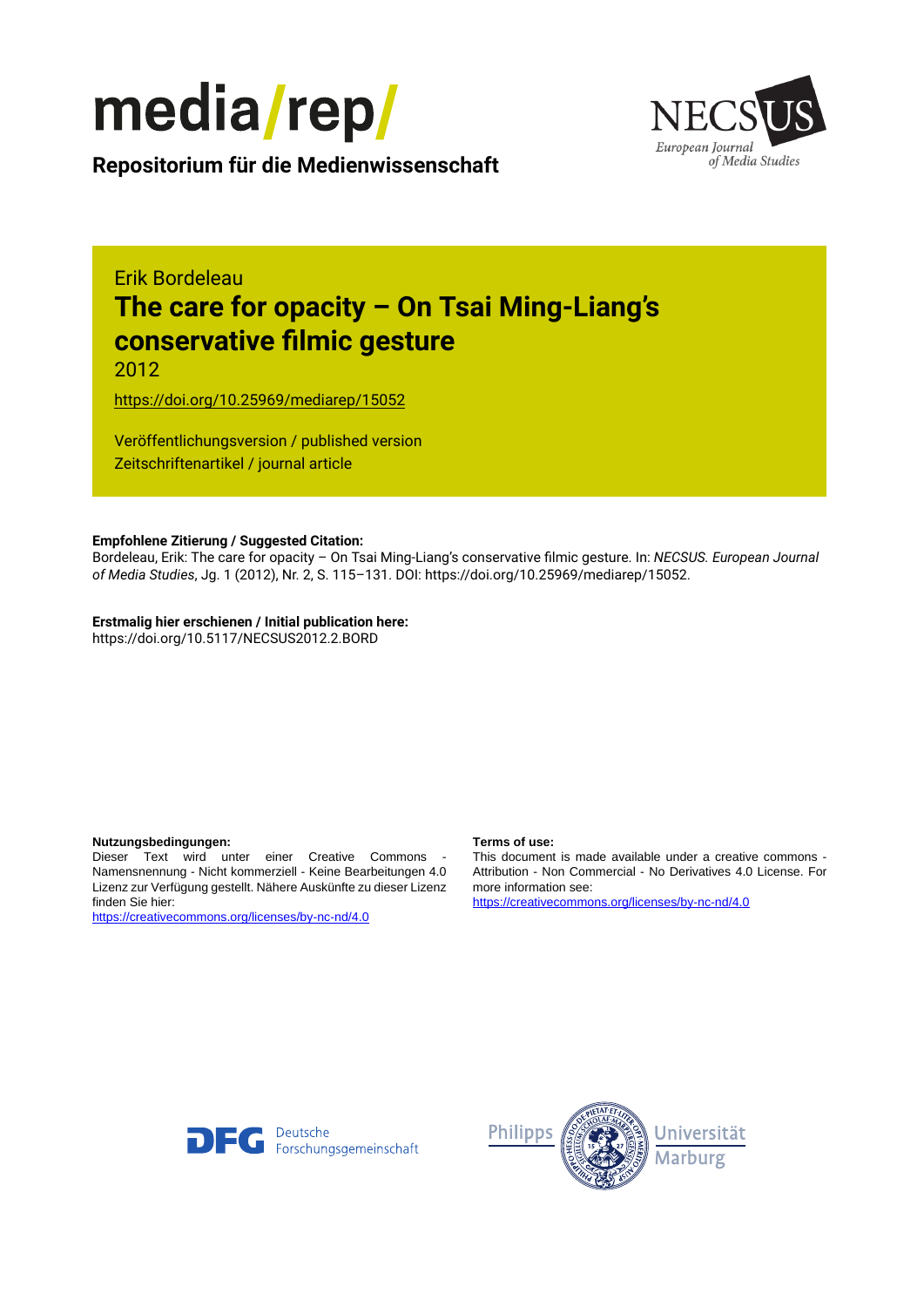media/rep/

Repositorium für die Medienwissenschaft

NECSUS European Journal of Media Studies

Erik Bordeleau

# The care for opacity – On Tsai Ming-Liang's conservative filmic gesture

2012

https://doi.org/10.25969/mediarep/15052

Veröffentlichungsversion / published version
Zeitschriftenartikel / journal article

**Empfohlene Zitierung / Suggested Citation:**
Bordeleau, Erik: The care for opacity – On Tsai Ming-Liang's conservative filmic gesture. In: *NECSUS. European Journal of Media Studies*, Jg. 1 (2012), Nr. 2, S. 115–131. DOI: https://doi.org/10.25969/mediarep/15052.

**Erstmalig hier erschienen / Initial publication here:**
https://doi.org/10.5117/NECSUS2012.2.BORD

**Nutzungsbedingungen:**
Dieser Text wird unter einer Creative Commons - Namensnennung - Nicht kommerziell - Keine Bearbeitungen 4.0 Lizenz zur Verfügung gestellt. Nähere Auskünfte zu dieser Lizenz finden Sie hier:
https://creativecommons.org/licenses/by-nc-nd/4.0

**Terms of use:**
This document is made available under a creative commons - Attribution - Non Commercial - No Derivatives 4.0 License. For more information see:
https://creativecommons.org/licenses/by-nc-nd/4.0

Deutsche Forschungsgemeinschaft

Philipps Universität Marburg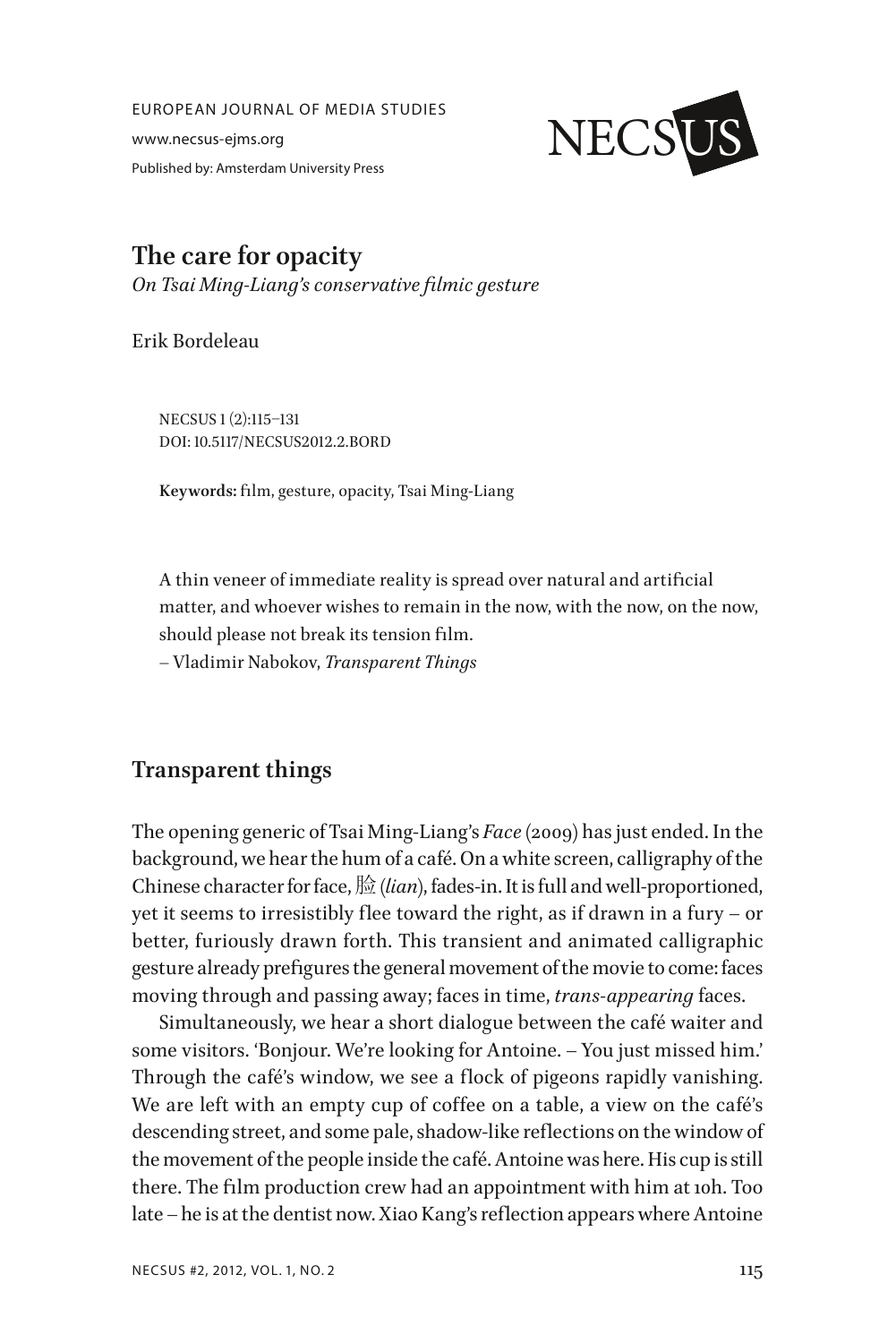EUROPEAN JOURNAL OF MEDIA STUDIES

www.necsus-ejms.org

Published by: Amsterdam University Press

# The care for opacity

*On Tsai Ming-Liang's conservative filmic gesture*

Erik Bordeleau

NECSUS 1 (2):115–131
DOI: 10.5117/NECSUS2012.2.BORD

**Keywords:** film, gesture, opacity, Tsai Ming-Liang

> A thin veneer of immediate reality is spread over natural and artificial matter, and whoever wishes to remain in the now, with the now, on the now, should please not break its tension film.
> – Vladimir Nabokov, *Transparent Things*

## Transparent things

The opening generic of Tsai Ming-Liang's *Face* (2009) has just ended. In the background, we hear the hum of a café. On a white screen, calligraphy of the Chinese character for face, 脸 (*lian*), fades-in. It is full and well-proportioned, yet it seems to irresistibly flee toward the right, as if drawn in a fury – or better, furiously drawn forth. This transient and animated calligraphic gesture already prefigures the general movement of the movie to come: faces moving through and passing away; faces in time, *trans-appearing* faces.

Simultaneously, we hear a short dialogue between the café waiter and some visitors. 'Bonjour. We're looking for Antoine. – You just missed him.' Through the café's window, we see a flock of pigeons rapidly vanishing. We are left with an empty cup of coffee on a table, a view on the café's descending street, and some pale, shadow-like reflections on the window of the movement of the people inside the café. Antoine was here. His cup is still there. The film production crew had an appointment with him at 10h. Too late – he is at the dentist now. Xiao Kang's reflection appears where Antoine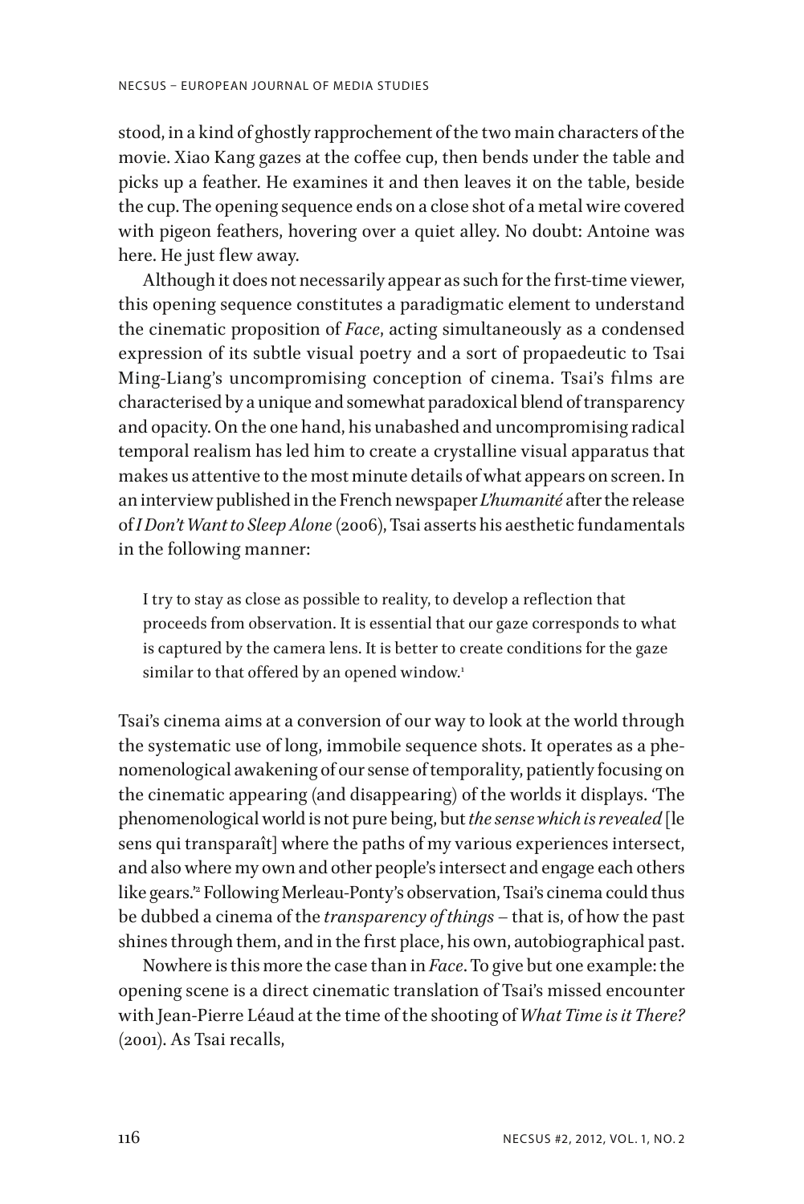stood, in a kind of ghostly rapprochement of the two main characters of the movie. Xiao Kang gazes at the coffee cup, then bends under the table and picks up a feather. He examines it and then leaves it on the table, beside the cup. The opening sequence ends on a close shot of a metal wire covered with pigeon feathers, hovering over a quiet alley. No doubt: Antoine was here. He just flew away.

Although it does not necessarily appear as such for the first-time viewer, this opening sequence constitutes a paradigmatic element to understand the cinematic proposition of *Face*, acting simultaneously as a condensed expression of its subtle visual poetry and a sort of propaedeutic to Tsai Ming-Liang's uncompromising conception of cinema. Tsai's films are characterised by a unique and somewhat paradoxical blend of transparency and opacity. On the one hand, his unabashed and uncompromising radical temporal realism has led him to create a crystalline visual apparatus that makes us attentive to the most minute details of what appears on screen. In an interview published in the French newspaper *L'humanité* after the release of *I Don't Want to Sleep Alone* (2006), Tsai asserts his aesthetic fundamentals in the following manner:

> I try to stay as close as possible to reality, to develop a reflection that proceeds from observation. It is essential that our gaze corresponds to what is captured by the camera lens. It is better to create conditions for the gaze similar to that offered by an opened window.[1]

Tsai's cinema aims at a conversion of our way to look at the world through the systematic use of long, immobile sequence shots. It operates as a phenomenological awakening of our sense of temporality, patiently focusing on the cinematic appearing (and disappearing) of the worlds it displays. 'The phenomenological world is not pure being, but *the sense which is revealed* [le sens qui transparaît] where the paths of my various experiences intersect, and also where my own and other people's intersect and engage each others like gears.'[2] Following Merleau-Ponty's observation, Tsai's cinema could thus be dubbed a cinema of the *transparency of things* – that is, of how the past shines through them, and in the first place, his own, autobiographical past.

Nowhere is this more the case than in *Face*. To give but one example: the opening scene is a direct cinematic translation of Tsai's missed encounter with Jean-Pierre Léaud at the time of the shooting of *What Time is it There?* (2001). As Tsai recalls,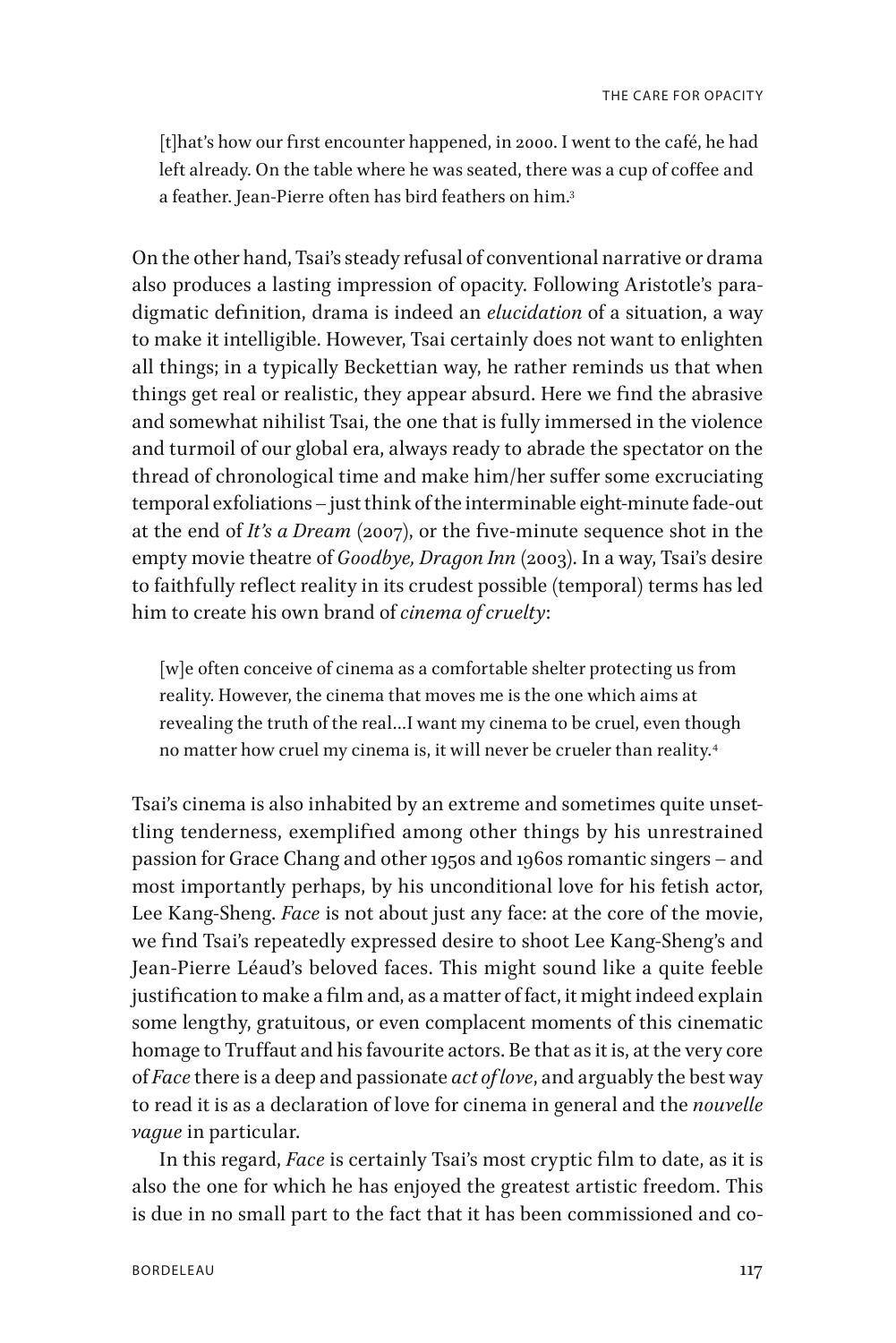> [t]hat's how our first encounter happened, in 2000. I went to the café, he had left already. On the table where he was seated, there was a cup of coffee and a feather. Jean-Pierre often has bird feathers on him.[3]

On the other hand, Tsai's steady refusal of conventional narrative or drama also produces a lasting impression of opacity. Following Aristotle's paradigmatic definition, drama is indeed an *elucidation* of a situation, a way to make it intelligible. However, Tsai certainly does not want to enlighten all things; in a typically Beckettian way, he rather reminds us that when things get real or realistic, they appear absurd. Here we find the abrasive and somewhat nihilist Tsai, the one that is fully immersed in the violence and turmoil of our global era, always ready to abrade the spectator on the thread of chronological time and make him/her suffer some excruciating temporal exfoliations – just think of the interminable eight-minute fade-out at the end of *It's a Dream* (2007), or the five-minute sequence shot in the empty movie theatre of *Goodbye, Dragon Inn* (2003). In a way, Tsai's desire to faithfully reflect reality in its crudest possible (temporal) terms has led him to create his own brand of *cinema of cruelty*:

> [w]e often conceive of cinema as a comfortable shelter protecting us from reality. However, the cinema that moves me is the one which aims at revealing the truth of the real…I want my cinema to be cruel, even though no matter how cruel my cinema is, it will never be crueler than reality.[4]

Tsai's cinema is also inhabited by an extreme and sometimes quite unsettling tenderness, exemplified among other things by his unrestrained passion for Grace Chang and other 1950s and 1960s romantic singers – and most importantly perhaps, by his unconditional love for his fetish actor, Lee Kang-Sheng. *Face* is not about just any face: at the core of the movie, we find Tsai's repeatedly expressed desire to shoot Lee Kang-Sheng's and Jean-Pierre Léaud's beloved faces. This might sound like a quite feeble justification to make a film and, as a matter of fact, it might indeed explain some lengthy, gratuitous, or even complacent moments of this cinematic homage to Truffaut and his favourite actors. Be that as it is, at the very core of *Face* there is a deep and passionate *act of love*, and arguably the best way to read it is as a declaration of love for cinema in general and the *nouvelle vague* in particular.

In this regard, *Face* is certainly Tsai's most cryptic film to date, as it is also the one for which he has enjoyed the greatest artistic freedom. This is due in no small part to the fact that it has been commissioned and co-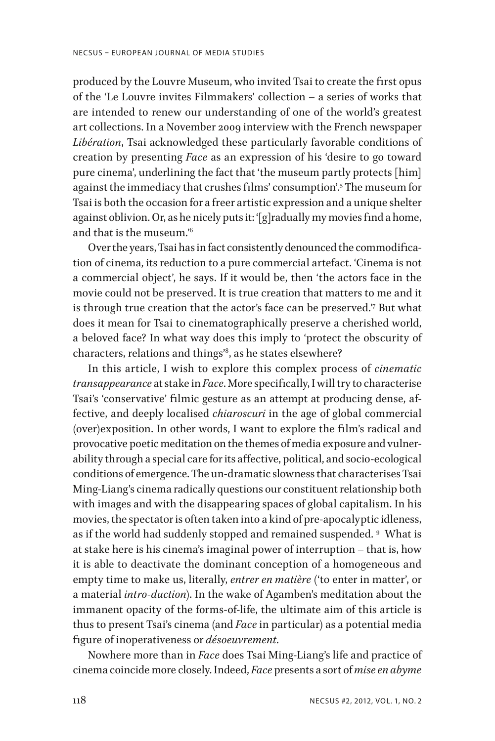produced by the Louvre Museum, who invited Tsai to create the first opus of the 'Le Louvre invites Filmmakers' collection – a series of works that are intended to renew our understanding of one of the world's greatest art collections. In a November 2009 interview with the French newspaper *Libération*, Tsai acknowledged these particularly favorable conditions of creation by presenting *Face* as an expression of his 'desire to go toward pure cinema', underlining the fact that 'the museum partly protects [him] against the immediacy that crushes films' consumption'.[5] The museum for Tsai is both the occasion for a freer artistic expression and a unique shelter against oblivion. Or, as he nicely puts it: '[g]radually my movies find a home, and that is the museum.'[6]

Over the years, Tsai has in fact consistently denounced the commodification of cinema, its reduction to a pure commercial artefact. 'Cinema is not a commercial object', he says. If it would be, then 'the actors face in the movie could not be preserved. It is true creation that matters to me and it is through true creation that the actor's face can be preserved.'[7] But what does it mean for Tsai to cinematographically preserve a cherished world, a beloved face? In what way does this imply to 'protect the obscurity of characters, relations and things'[8], as he states elsewhere?

In this article, I wish to explore this complex process of *cinematic transappearance* at stake in *Face*. More specifically, I will try to characterise Tsai's 'conservative' filmic gesture as an attempt at producing dense, affective, and deeply localised *chiaroscuri* in the age of global commercial (over)exposition. In other words, I want to explore the film's radical and provocative poetic meditation on the themes of media exposure and vulnerability through a special care for its affective, political, and socio-ecological conditions of emergence. The un-dramatic slowness that characterises Tsai Ming-Liang's cinema radically questions our constituent relationship both with images and with the disappearing spaces of global capitalism. In his movies, the spectator is often taken into a kind of pre-apocalyptic idleness, as if the world had suddenly stopped and remained suspended. [9] What is at stake here is his cinema's imaginal power of interruption – that is, how it is able to deactivate the dominant conception of a homogeneous and empty time to make us, literally, *entrer en matière* ('to enter in matter', or a material *intro-duction*). In the wake of Agamben's meditation about the immanent opacity of the forms-of-life, the ultimate aim of this article is thus to present Tsai's cinema (and *Face* in particular) as a potential media figure of inoperativeness or *désoeuvrement*.

Nowhere more than in *Face* does Tsai Ming-Liang's life and practice of cinema coincide more closely. Indeed, *Face* presents a sort of *mise en abyme*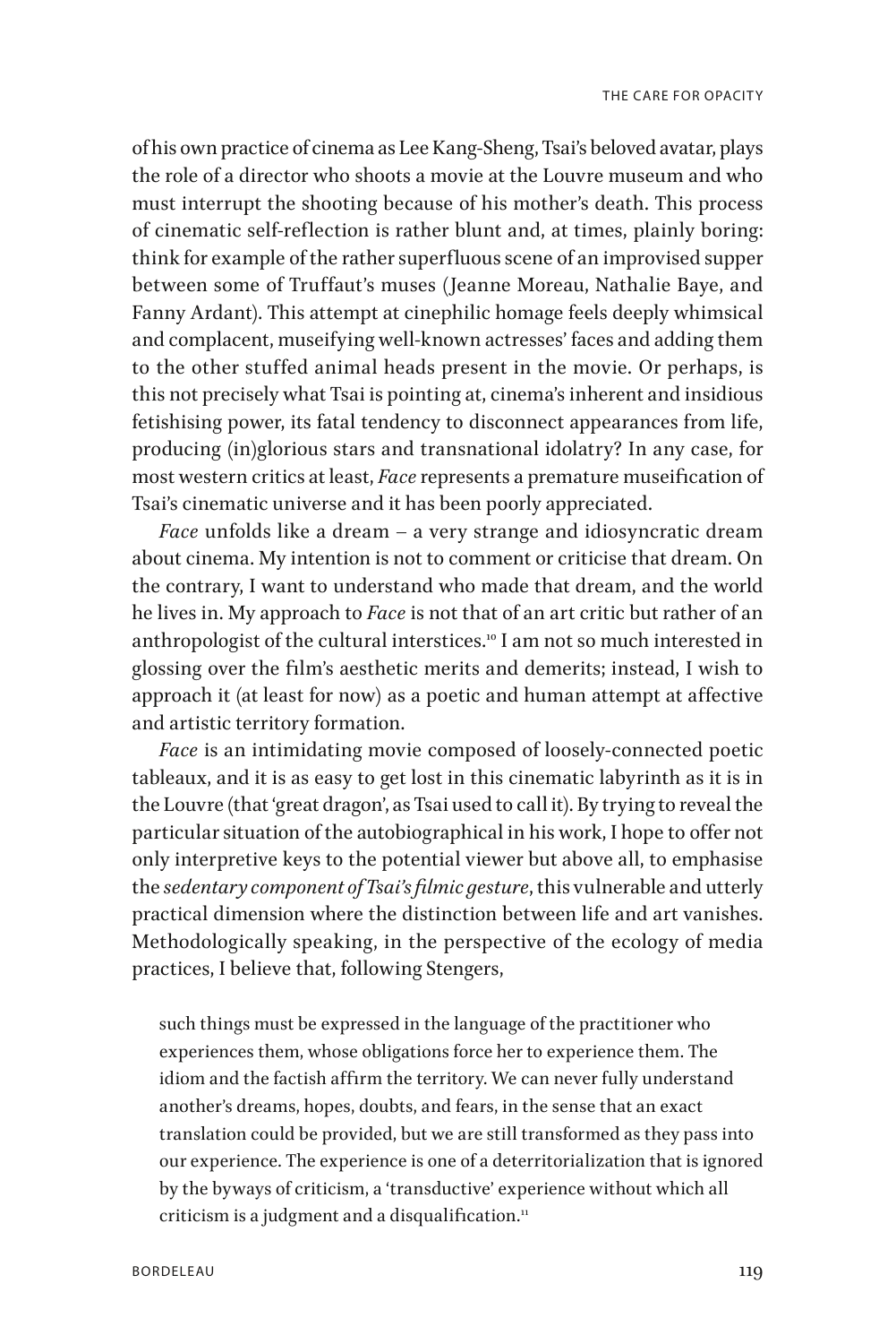of his own practice of cinema as Lee Kang-Sheng, Tsai's beloved avatar, plays the role of a director who shoots a movie at the Louvre museum and who must interrupt the shooting because of his mother's death. This process of cinematic self-reflection is rather blunt and, at times, plainly boring: think for example of the rather superfluous scene of an improvised supper between some of Truffaut's muses (Jeanne Moreau, Nathalie Baye, and Fanny Ardant). This attempt at cinephilic homage feels deeply whimsical and complacent, museifying well-known actresses' faces and adding them to the other stuffed animal heads present in the movie. Or perhaps, is this not precisely what Tsai is pointing at, cinema's inherent and insidious fetishising power, its fatal tendency to disconnect appearances from life, producing (in)glorious stars and transnational idolatry? In any case, for most western critics at least, *Face* represents a premature museification of Tsai's cinematic universe and it has been poorly appreciated.

*Face* unfolds like a dream – a very strange and idiosyncratic dream about cinema. My intention is not to comment or criticise that dream. On the contrary, I want to understand who made that dream, and the world he lives in. My approach to *Face* is not that of an art critic but rather of an anthropologist of the cultural interstices.[10] I am not so much interested in glossing over the film's aesthetic merits and demerits; instead, I wish to approach it (at least for now) as a poetic and human attempt at affective and artistic territory formation.

*Face* is an intimidating movie composed of loosely-connected poetic tableaux, and it is as easy to get lost in this cinematic labyrinth as it is in the Louvre (that 'great dragon', as Tsai used to call it). By trying to reveal the particular situation of the autobiographical in his work, I hope to offer not only interpretive keys to the potential viewer but above all, to emphasise the *sedentary component of Tsai's filmic gesture*, this vulnerable and utterly practical dimension where the distinction between life and art vanishes. Methodologically speaking, in the perspective of the ecology of media practices, I believe that, following Stengers,

> such things must be expressed in the language of the practitioner who experiences them, whose obligations force her to experience them. The idiom and the factish affirm the territory. We can never fully understand another's dreams, hopes, doubts, and fears, in the sense that an exact translation could be provided, but we are still transformed as they pass into our experience. The experience is one of a deterritorialization that is ignored by the byways of criticism, a 'transductive' experience without which all criticism is a judgment and a disqualification.[11]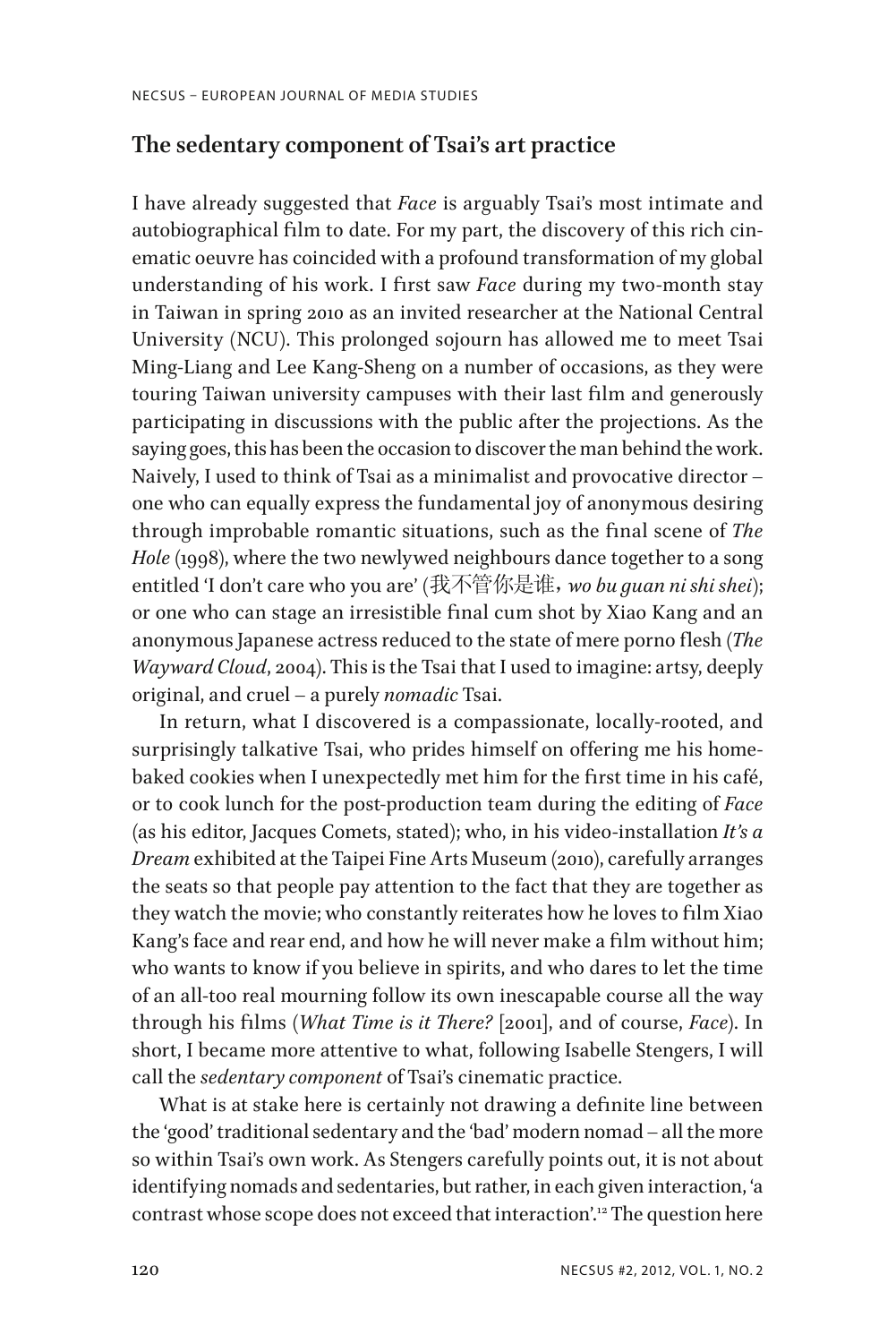## The sedentary component of Tsai's art practice

I have already suggested that *Face* is arguably Tsai's most intimate and autobiographical film to date. For my part, the discovery of this rich cinematic oeuvre has coincided with a profound transformation of my global understanding of his work. I first saw *Face* during my two-month stay in Taiwan in spring 2010 as an invited researcher at the National Central University (NCU). This prolonged sojourn has allowed me to meet Tsai Ming-Liang and Lee Kang-Sheng on a number of occasions, as they were touring Taiwan university campuses with their last film and generously participating in discussions with the public after the projections. As the saying goes, this has been the occasion to discover the man behind the work. Naively, I used to think of Tsai as a minimalist and provocative director – one who can equally express the fundamental joy of anonymous desiring through improbable romantic situations, such as the final scene of *The Hole* (1998), where the two newlywed neighbours dance together to a song entitled 'I don't care who you are' (我不管你是谁，*wo bu guan ni shi shei*); or one who can stage an irresistible final cum shot by Xiao Kang and an anonymous Japanese actress reduced to the state of mere porno flesh (*The Wayward Cloud*, 2004). This is the Tsai that I used to imagine: artsy, deeply original, and cruel – a purely *nomadic* Tsai.

In return, what I discovered is a compassionate, locally-rooted, and surprisingly talkative Tsai, who prides himself on offering me his home-baked cookies when I unexpectedly met him for the first time in his café, or to cook lunch for the post-production team during the editing of *Face* (as his editor, Jacques Comets, stated); who, in his video-installation *It's a Dream* exhibited at the Taipei Fine Arts Museum (2010), carefully arranges the seats so that people pay attention to the fact that they are together as they watch the movie; who constantly reiterates how he loves to film Xiao Kang's face and rear end, and how he will never make a film without him; who wants to know if you believe in spirits, and who dares to let the time of an all-too real mourning follow its own inescapable course all the way through his films (*What Time is it There?* [2001], and of course, *Face*). In short, I became more attentive to what, following Isabelle Stengers, I will call the *sedentary component* of Tsai's cinematic practice.

What is at stake here is certainly not drawing a definite line between the 'good' traditional sedentary and the 'bad' modern nomad – all the more so within Tsai's own work. As Stengers carefully points out, it is not about identifying nomads and sedentaries, but rather, in each given interaction, 'a contrast whose scope does not exceed that interaction'.[12] The question here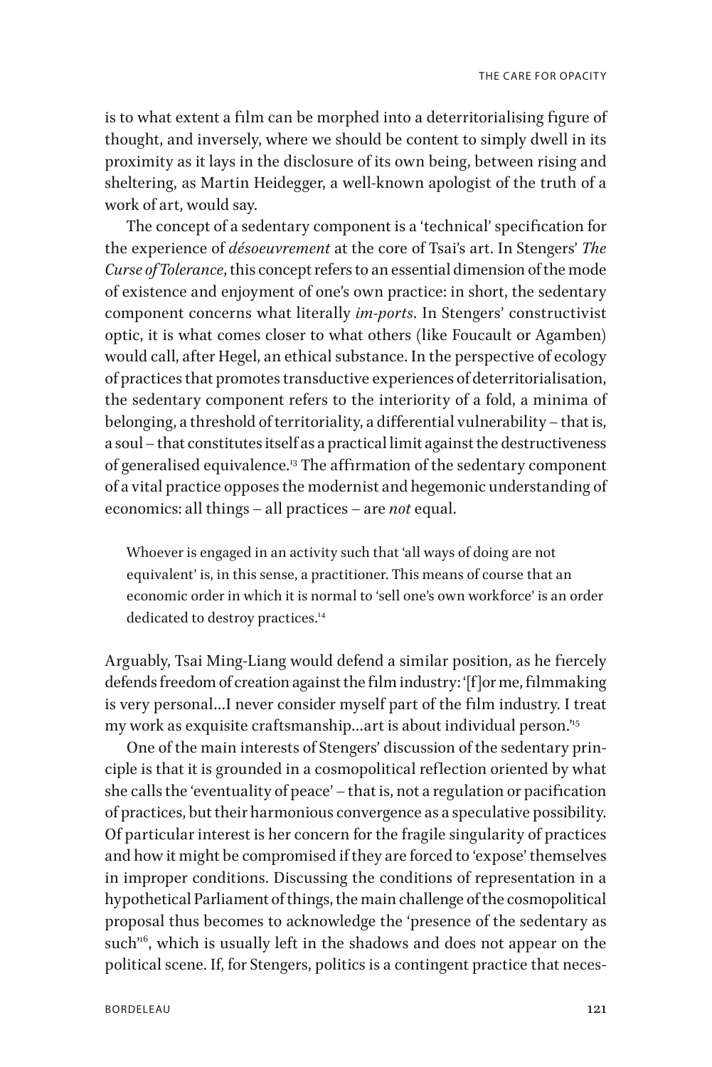is to what extent a film can be morphed into a deterritorialising figure of thought, and inversely, where we should be content to simply dwell in its proximity as it lays in the disclosure of its own being, between rising and sheltering, as Martin Heidegger, a well-known apologist of the truth of a work of art, would say.

The concept of a sedentary component is a 'technical' specification for the experience of *désoeuvrement* at the core of Tsai's art. In Stengers' *The Curse of Tolerance*, this concept refers to an essential dimension of the mode of existence and enjoyment of one's own practice: in short, the sedentary component concerns what literally *im-ports*. In Stengers' constructivist optic, it is what comes closer to what others (like Foucault or Agamben) would call, after Hegel, an ethical substance. In the perspective of ecology of practices that promotes transductive experiences of deterritorialisation, the sedentary component refers to the interiority of a fold, a minima of belonging, a threshold of territoriality, a differential vulnerability – that is, a soul – that constitutes itself as a practical limit against the destructiveness of generalised equivalence.[13] The affirmation of the sedentary component of a vital practice opposes the modernist and hegemonic understanding of economics: all things – all practices – are *not* equal.

> Whoever is engaged in an activity such that 'all ways of doing are not equivalent' is, in this sense, a practitioner. This means of course that an economic order in which it is normal to 'sell one's own workforce' is an order dedicated to destroy practices.[14]

Arguably, Tsai Ming-Liang would defend a similar position, as he fiercely defends freedom of creation against the film industry: '[f]or me, filmmaking is very personal…I never consider myself part of the film industry. I treat my work as exquisite craftsmanship…art is about individual person.'[15]

One of the main interests of Stengers' discussion of the sedentary principle is that it is grounded in a cosmopolitical reflection oriented by what she calls the 'eventuality of peace' – that is, not a regulation or pacification of practices, but their harmonious convergence as a speculative possibility. Of particular interest is her concern for the fragile singularity of practices and how it might be compromised if they are forced to 'expose' themselves in improper conditions. Discussing the conditions of representation in a hypothetical Parliament of things, the main challenge of the cosmopolitical proposal thus becomes to acknowledge the 'presence of the sedentary as such'[16], which is usually left in the shadows and does not appear on the political scene. If, for Stengers, politics is a contingent practice that neces-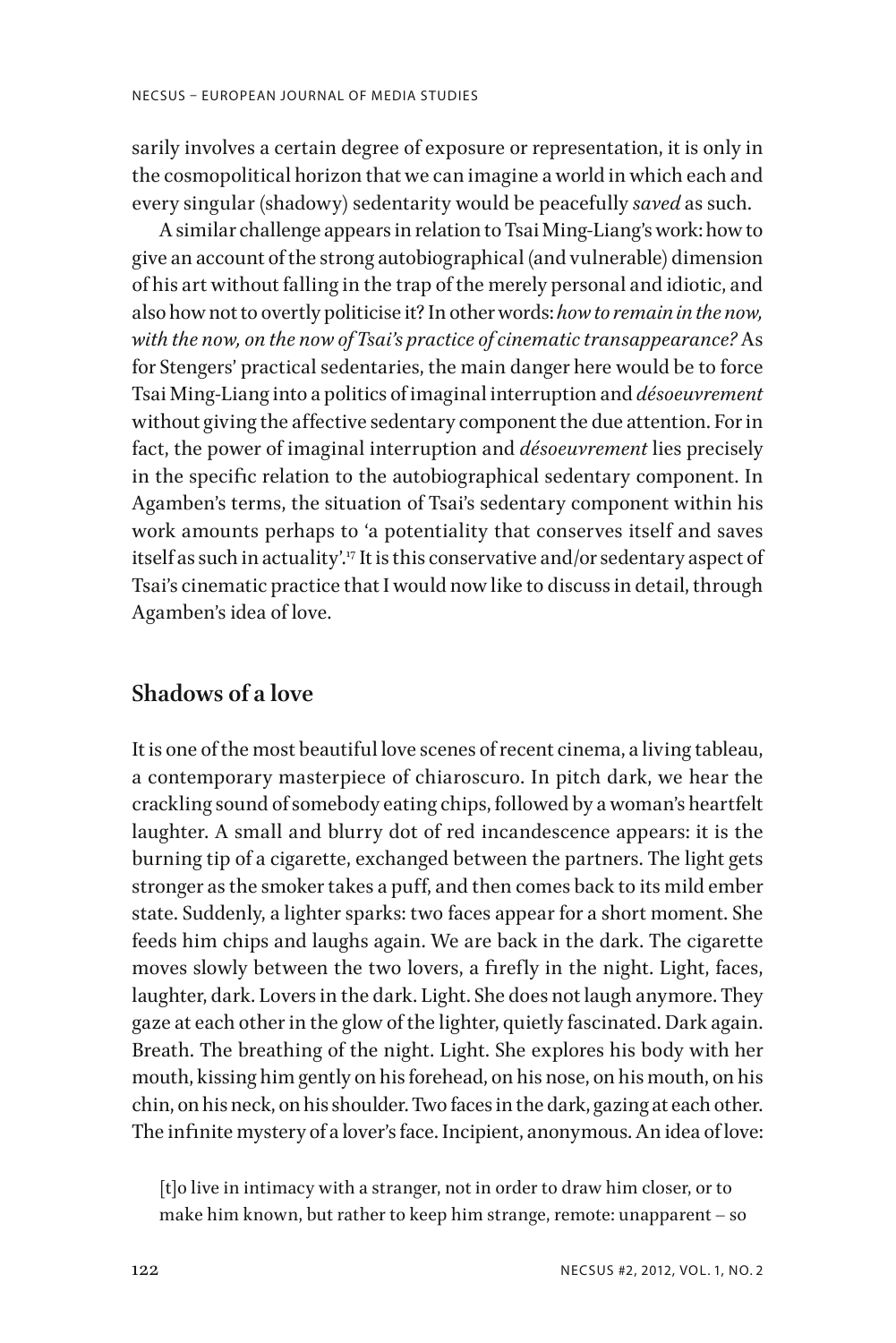sarily involves a certain degree of exposure or representation, it is only in the cosmopolitical horizon that we can imagine a world in which each and every singular (shadowy) sedentarity would be peacefully *saved* as such.

A similar challenge appears in relation to Tsai Ming-Liang's work: how to give an account of the strong autobiographical (and vulnerable) dimension of his art without falling in the trap of the merely personal and idiotic, and also how not to overtly politicise it? In other words: *how to remain in the now, with the now, on the now of Tsai's practice of cinematic transappearance?* As for Stengers' practical sedentaries, the main danger here would be to force Tsai Ming-Liang into a politics of imaginal interruption and *désoeuvrement* without giving the affective sedentary component the due attention. For in fact, the power of imaginal interruption and *désoeuvrement* lies precisely in the specific relation to the autobiographical sedentary component. In Agamben's terms, the situation of Tsai's sedentary component within his work amounts perhaps to 'a potentiality that conserves itself and saves itself as such in actuality'.[17] It is this conservative and/or sedentary aspect of Tsai's cinematic practice that I would now like to discuss in detail, through Agamben's idea of love.

## Shadows of a love

It is one of the most beautiful love scenes of recent cinema, a living tableau, a contemporary masterpiece of chiaroscuro. In pitch dark, we hear the crackling sound of somebody eating chips, followed by a woman's heartfelt laughter. A small and blurry dot of red incandescence appears: it is the burning tip of a cigarette, exchanged between the partners. The light gets stronger as the smoker takes a puff, and then comes back to its mild ember state. Suddenly, a lighter sparks: two faces appear for a short moment. She feeds him chips and laughs again. We are back in the dark. The cigarette moves slowly between the two lovers, a firefly in the night. Light, faces, laughter, dark. Lovers in the dark. Light. She does not laugh anymore. They gaze at each other in the glow of the lighter, quietly fascinated. Dark again. Breath. The breathing of the night. Light. She explores his body with her mouth, kissing him gently on his forehead, on his nose, on his mouth, on his chin, on his neck, on his shoulder. Two faces in the dark, gazing at each other. The infinite mystery of a lover's face. Incipient, anonymous. An idea of love:

> [t]o live in intimacy with a stranger, not in order to draw him closer, or to make him known, but rather to keep him strange, remote: unapparent – so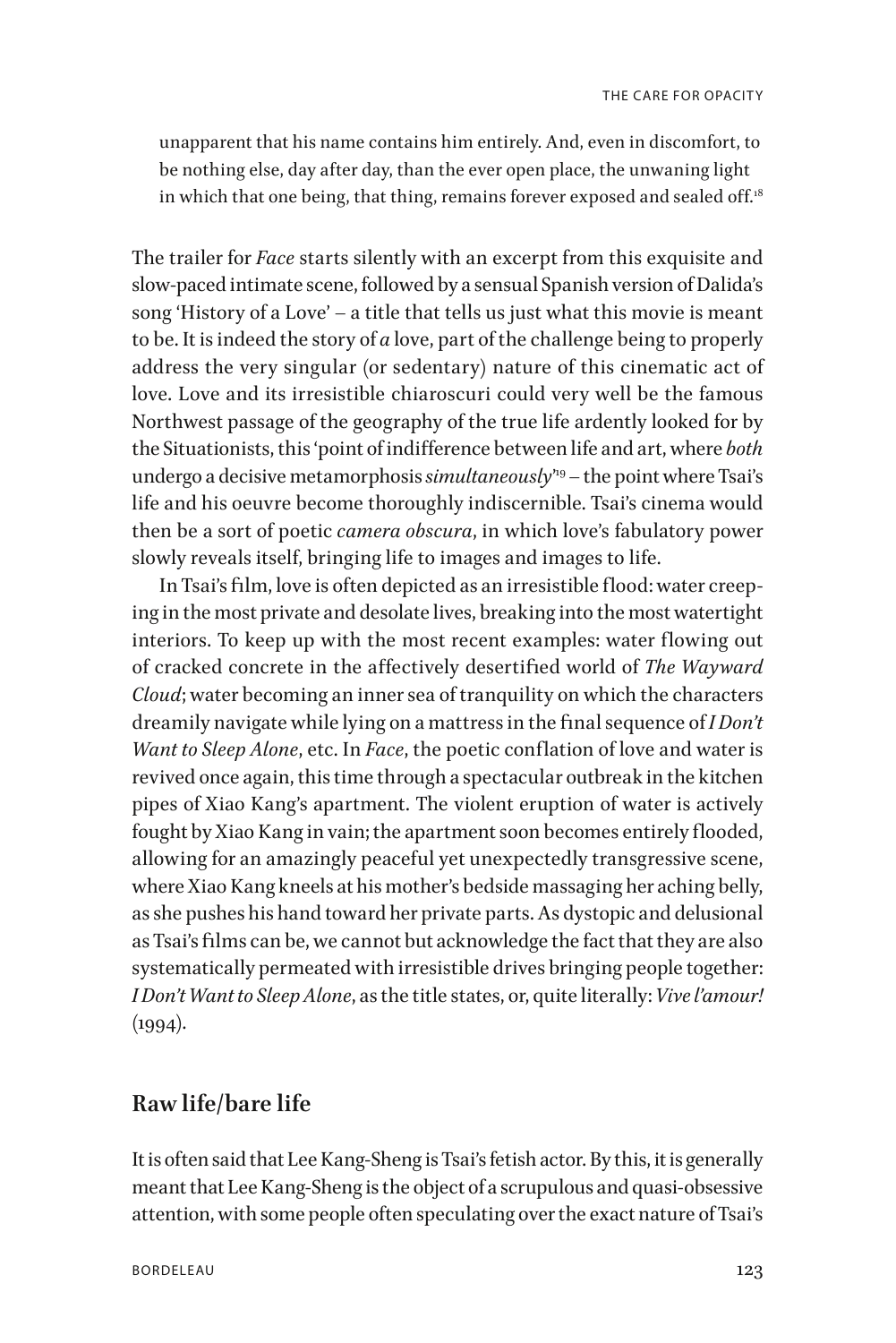unapparent that his name contains him entirely. And, even in discomfort, to be nothing else, day after day, than the ever open place, the unwaning light in which that one being, that thing, remains forever exposed and sealed off.[18]

The trailer for *Face* starts silently with an excerpt from this exquisite and slow-paced intimate scene, followed by a sensual Spanish version of Dalida's song 'History of a Love' – a title that tells us just what this movie is meant to be. It is indeed the story of *a* love, part of the challenge being to properly address the very singular (or sedentary) nature of this cinematic act of love. Love and its irresistible chiaroscuri could very well be the famous Northwest passage of the geography of the true life ardently looked for by the Situationists, this 'point of indifference between life and art, where *both* undergo a decisive metamorphosis *simultaneously*'[19] – the point where Tsai's life and his oeuvre become thoroughly indiscernible. Tsai's cinema would then be a sort of poetic *camera obscura*, in which love's fabulatory power slowly reveals itself, bringing life to images and images to life.

In Tsai's film, love is often depicted as an irresistible flood: water creeping in the most private and desolate lives, breaking into the most watertight interiors. To keep up with the most recent examples: water flowing out of cracked concrete in the affectively desertified world of *The Wayward Cloud*; water becoming an inner sea of tranquility on which the characters dreamily navigate while lying on a mattress in the final sequence of *I Don't Want to Sleep Alone*, etc. In *Face*, the poetic conflation of love and water is revived once again, this time through a spectacular outbreak in the kitchen pipes of Xiao Kang's apartment. The violent eruption of water is actively fought by Xiao Kang in vain; the apartment soon becomes entirely flooded, allowing for an amazingly peaceful yet unexpectedly transgressive scene, where Xiao Kang kneels at his mother's bedside massaging her aching belly, as she pushes his hand toward her private parts. As dystopic and delusional as Tsai's films can be, we cannot but acknowledge the fact that they are also systematically permeated with irresistible drives bringing people together: *I Don't Want to Sleep Alone*, as the title states, or, quite literally: *Vive l'amour!* (1994).

## Raw life/bare life

It is often said that Lee Kang-Sheng is Tsai's fetish actor. By this, it is generally meant that Lee Kang-Sheng is the object of a scrupulous and quasi-obsessive attention, with some people often speculating over the exact nature of Tsai's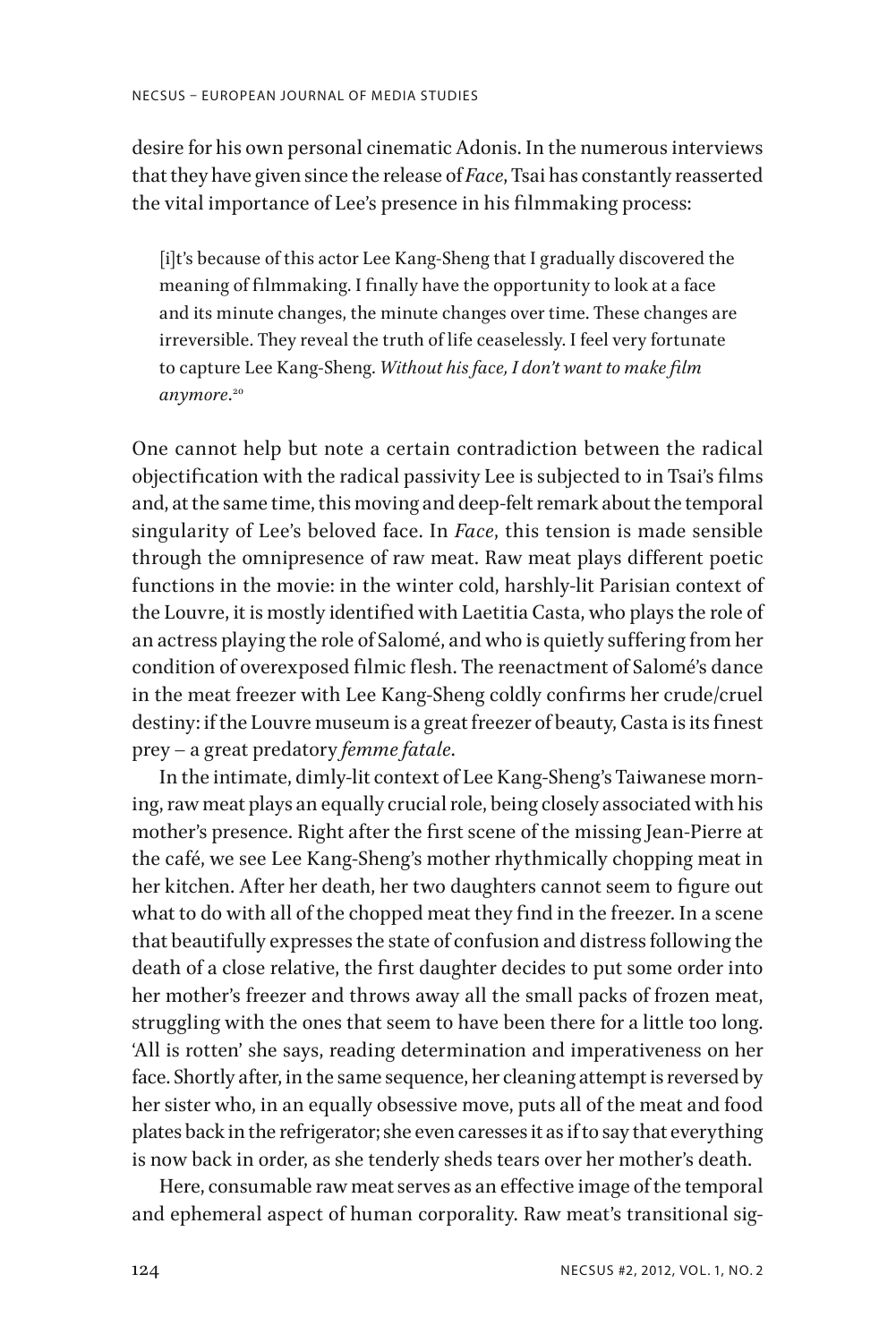desire for his own personal cinematic Adonis. In the numerous interviews that they have given since the release of *Face*, Tsai has constantly reasserted the vital importance of Lee's presence in his filmmaking process:

> [i]t's because of this actor Lee Kang-Sheng that I gradually discovered the meaning of filmmaking. I finally have the opportunity to look at a face and its minute changes, the minute changes over time. These changes are irreversible. They reveal the truth of life ceaselessly. I feel very fortunate to capture Lee Kang-Sheng. *Without his face, I don't want to make film anymore*.[20]

One cannot help but note a certain contradiction between the radical objectification with the radical passivity Lee is subjected to in Tsai's films and, at the same time, this moving and deep-felt remark about the temporal singularity of Lee's beloved face. In *Face*, this tension is made sensible through the omnipresence of raw meat. Raw meat plays different poetic functions in the movie: in the winter cold, harshly-lit Parisian context of the Louvre, it is mostly identified with Laetitia Casta, who plays the role of an actress playing the role of Salomé, and who is quietly suffering from her condition of overexposed filmic flesh. The reenactment of Salomé's dance in the meat freezer with Lee Kang-Sheng coldly confirms her crude/cruel destiny: if the Louvre museum is a great freezer of beauty, Casta is its finest prey – a great predatory *femme fatale*.

In the intimate, dimly-lit context of Lee Kang-Sheng's Taiwanese morning, raw meat plays an equally crucial role, being closely associated with his mother's presence. Right after the first scene of the missing Jean-Pierre at the café, we see Lee Kang-Sheng's mother rhythmically chopping meat in her kitchen. After her death, her two daughters cannot seem to figure out what to do with all of the chopped meat they find in the freezer. In a scene that beautifully expresses the state of confusion and distress following the death of a close relative, the first daughter decides to put some order into her mother's freezer and throws away all the small packs of frozen meat, struggling with the ones that seem to have been there for a little too long. 'All is rotten' she says, reading determination and imperativeness on her face. Shortly after, in the same sequence, her cleaning attempt is reversed by her sister who, in an equally obsessive move, puts all of the meat and food plates back in the refrigerator; she even caresses it as if to say that everything is now back in order, as she tenderly sheds tears over her mother's death.

Here, consumable raw meat serves as an effective image of the temporal and ephemeral aspect of human corporality. Raw meat's transitional sig-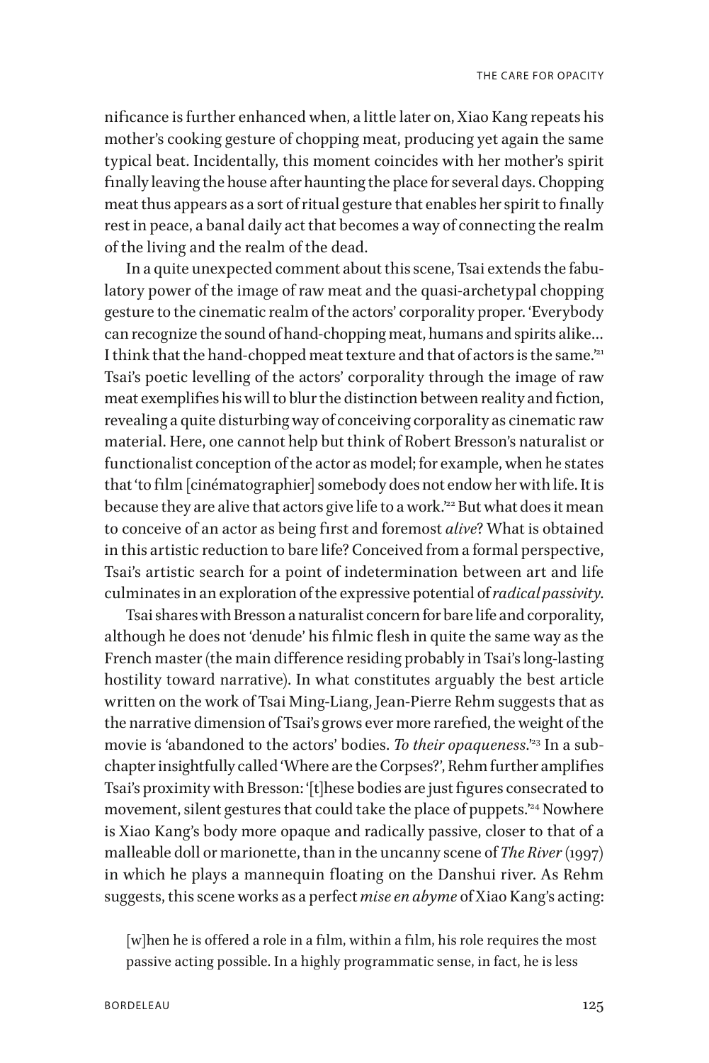nificance is further enhanced when, a little later on, Xiao Kang repeats his mother's cooking gesture of chopping meat, producing yet again the same typical beat. Incidentally, this moment coincides with her mother's spirit finally leaving the house after haunting the place for several days. Chopping meat thus appears as a sort of ritual gesture that enables her spirit to finally rest in peace, a banal daily act that becomes a way of connecting the realm of the living and the realm of the dead.

In a quite unexpected comment about this scene, Tsai extends the fabulatory power of the image of raw meat and the quasi-archetypal chopping gesture to the cinematic realm of the actors' corporality proper. 'Everybody can recognize the sound of hand-chopping meat, humans and spirits alike… I think that the hand-chopped meat texture and that of actors is the same.'[21] Tsai's poetic levelling of the actors' corporality through the image of raw meat exemplifies his will to blur the distinction between reality and fiction, revealing a quite disturbing way of conceiving corporality as cinematic raw material. Here, one cannot help but think of Robert Bresson's naturalist or functionalist conception of the actor as model; for example, when he states that 'to film [cinématographier] somebody does not endow her with life. It is because they are alive that actors give life to a work.'[22] But what does it mean to conceive of an actor as being first and foremost *alive*? What is obtained in this artistic reduction to bare life? Conceived from a formal perspective, Tsai's artistic search for a point of indetermination between art and life culminates in an exploration of the expressive potential of *radical passivity*.

Tsai shares with Bresson a naturalist concern for bare life and corporality, although he does not 'denude' his filmic flesh in quite the same way as the French master (the main difference residing probably in Tsai's long-lasting hostility toward narrative). In what constitutes arguably the best article written on the work of Tsai Ming-Liang, Jean-Pierre Rehm suggests that as the narrative dimension of Tsai's grows ever more rarefied, the weight of the movie is 'abandoned to the actors' bodies. *To their opaqueness*.'[23] In a subchapter insightfully called 'Where are the Corpses?', Rehm further amplifies Tsai's proximity with Bresson: '[t]hese bodies are just figures consecrated to movement, silent gestures that could take the place of puppets.'[24] Nowhere is Xiao Kang's body more opaque and radically passive, closer to that of a malleable doll or marionette, than in the uncanny scene of *The River* (1997) in which he plays a mannequin floating on the Danshui river. As Rehm suggests, this scene works as a perfect *mise en abyme* of Xiao Kang's acting:

> [w]hen he is offered a role in a film, within a film, his role requires the most passive acting possible. In a highly programmatic sense, in fact, he is less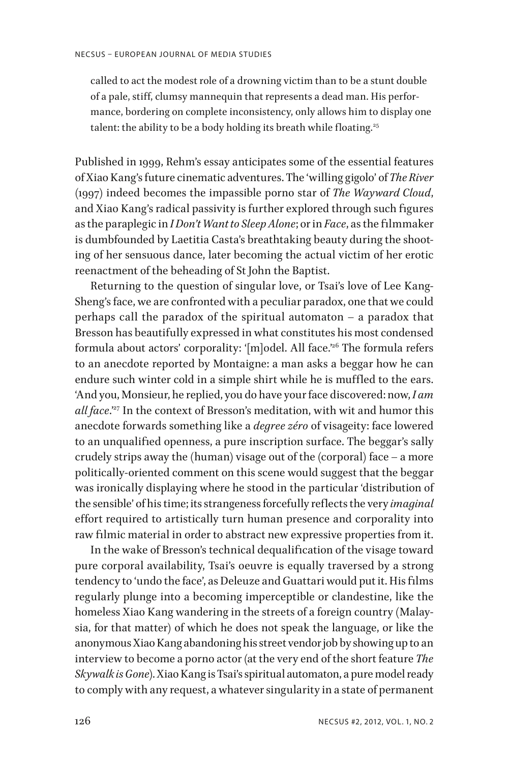> called to act the modest role of a drowning victim than to be a stunt double of a pale, stiff, clumsy mannequin that represents a dead man. His performance, bordering on complete inconsistency, only allows him to display one talent: the ability to be a body holding its breath while floating.[25]

Published in 1999, Rehm's essay anticipates some of the essential features of Xiao Kang's future cinematic adventures. The 'willing gigolo' of *The River* (1997) indeed becomes the impassible porno star of *The Wayward Cloud*, and Xiao Kang's radical passivity is further explored through such figures as the paraplegic in *I Don't Want to Sleep Alone*; or in *Face*, as the filmmaker is dumbfounded by Laetitia Casta's breathtaking beauty during the shooting of her sensuous dance, later becoming the actual victim of her erotic reenactment of the beheading of St John the Baptist.

Returning to the question of singular love, or Tsai's love of Lee Kang-Sheng's face, we are confronted with a peculiar paradox, one that we could perhaps call the paradox of the spiritual automaton – a paradox that Bresson has beautifully expressed in what constitutes his most condensed formula about actors' corporality: '[m]odel. All face.'[26] The formula refers to an anecdote reported by Montaigne: a man asks a beggar how he can endure such winter cold in a simple shirt while he is muffled to the ears. 'And you, Monsieur, he replied, you do have your face discovered: now, *I am all face*.'[27] In the context of Bresson's meditation, with wit and humor this anecdote forwards something like a *degree zéro* of visageity: face lowered to an unqualified openness, a pure inscription surface. The beggar's sally crudely strips away the (human) visage out of the (corporal) face – a more politically-oriented comment on this scene would suggest that the beggar was ironically displaying where he stood in the particular 'distribution of the sensible' of his time; its strangeness forcefully reflects the very *imaginal* effort required to artistically turn human presence and corporality into raw filmic material in order to abstract new expressive properties from it.

In the wake of Bresson's technical dequalification of the visage toward pure corporal availability, Tsai's oeuvre is equally traversed by a strong tendency to 'undo the face', as Deleuze and Guattari would put it. His films regularly plunge into a becoming imperceptible or clandestine, like the homeless Xiao Kang wandering in the streets of a foreign country (Malaysia, for that matter) of which he does not speak the language, or like the anonymous Xiao Kang abandoning his street vendor job by showing up to an interview to become a porno actor (at the very end of the short feature *The Skywalk is Gone*). Xiao Kang is Tsai's spiritual automaton, a pure model ready to comply with any request, a whatever singularity in a state of permanent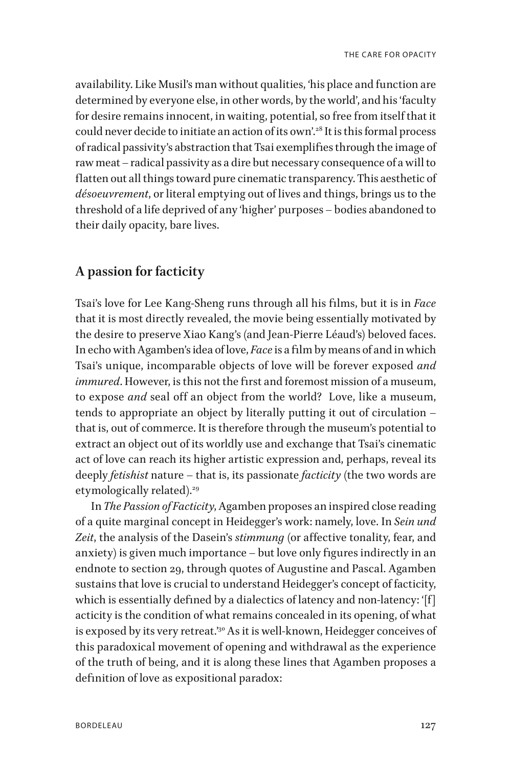availability. Like Musil's man without qualities, 'his place and function are determined by everyone else, in other words, by the world', and his 'faculty for desire remains innocent, in waiting, potential, so free from itself that it could never decide to initiate an action of its own'.[28] It is this formal process of radical passivity's abstraction that Tsai exemplifies through the image of raw meat – radical passivity as a dire but necessary consequence of a will to flatten out all things toward pure cinematic transparency. This aesthetic of *désoeuvrement*, or literal emptying out of lives and things, brings us to the threshold of a life deprived of any 'higher' purposes – bodies abandoned to their daily opacity, bare lives.

## A passion for facticity

Tsai's love for Lee Kang-Sheng runs through all his films, but it is in *Face* that it is most directly revealed, the movie being essentially motivated by the desire to preserve Xiao Kang's (and Jean-Pierre Léaud's) beloved faces. In echo with Agamben's idea of love, *Face* is a film by means of and in which Tsai's unique, incomparable objects of love will be forever exposed *and immured*. However, is this not the first and foremost mission of a museum, to expose *and* seal off an object from the world? Love, like a museum, tends to appropriate an object by literally putting it out of circulation – that is, out of commerce. It is therefore through the museum's potential to extract an object out of its worldly use and exchange that Tsai's cinematic act of love can reach its higher artistic expression and, perhaps, reveal its deeply *fetishist* nature – that is, its passionate *facticity* (the two words are etymologically related).[29]

In *The Passion of Facticity*, Agamben proposes an inspired close reading of a quite marginal concept in Heidegger's work: namely, love. In *Sein und Zeit*, the analysis of the Dasein's *stimmung* (or affective tonality, fear, and anxiety) is given much importance – but love only figures indirectly in an endnote to section 29, through quotes of Augustine and Pascal. Agamben sustains that love is crucial to understand Heidegger's concept of facticity, which is essentially defined by a dialectics of latency and non-latency: '[f]acticity is the condition of what remains concealed in its opening, of what is exposed by its very retreat.'[30] As it is well-known, Heidegger conceives of this paradoxical movement of opening and withdrawal as the experience of the truth of being, and it is along these lines that Agamben proposes a definition of love as expositional paradox: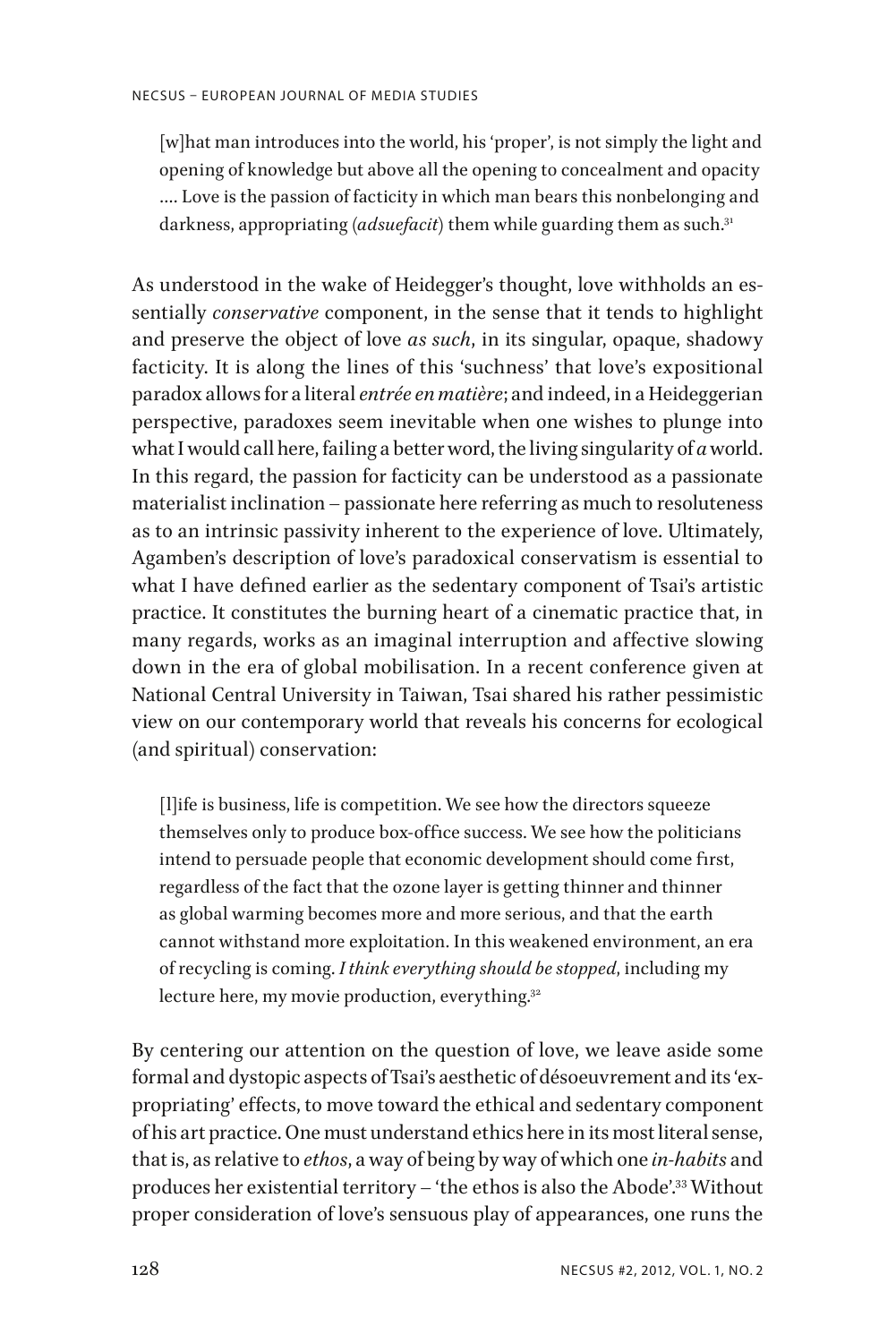> [w]hat man introduces into the world, his 'proper', is not simply the light and opening of knowledge but above all the opening to concealment and opacity .... Love is the passion of facticity in which man bears this nonbelonging and darkness, appropriating (*adsuefacit*) them while guarding them as such.[31]

As understood in the wake of Heidegger's thought, love withholds an essentially *conservative* component, in the sense that it tends to highlight and preserve the object of love *as such*, in its singular, opaque, shadowy facticity. It is along the lines of this 'suchness' that love's expositional paradox allows for a literal *entrée en matière*; and indeed, in a Heideggerian perspective, paradoxes seem inevitable when one wishes to plunge into what I would call here, failing a better word, the living singularity of *a* world. In this regard, the passion for facticity can be understood as a passionate materialist inclination – passionate here referring as much to resoluteness as to an intrinsic passivity inherent to the experience of love. Ultimately, Agamben's description of love's paradoxical conservatism is essential to what I have defined earlier as the sedentary component of Tsai's artistic practice. It constitutes the burning heart of a cinematic practice that, in many regards, works as an imaginal interruption and affective slowing down in the era of global mobilisation. In a recent conference given at National Central University in Taiwan, Tsai shared his rather pessimistic view on our contemporary world that reveals his concerns for ecological (and spiritual) conservation:

> [l]ife is business, life is competition. We see how the directors squeeze themselves only to produce box-office success. We see how the politicians intend to persuade people that economic development should come first, regardless of the fact that the ozone layer is getting thinner and thinner as global warming becomes more and more serious, and that the earth cannot withstand more exploitation. In this weakened environment, an era of recycling is coming. *I think everything should be stopped*, including my lecture here, my movie production, everything.[32]

By centering our attention on the question of love, we leave aside some formal and dystopic aspects of Tsai's aesthetic of désoeuvrement and its 'expropriating' effects, to move toward the ethical and sedentary component of his art practice. One must understand ethics here in its most literal sense, that is, as relative to *ethos*, a way of being by way of which one *in-habits* and produces her existential territory – 'the ethos is also the Abode'.[33] Without proper consideration of love's sensuous play of appearances, one runs the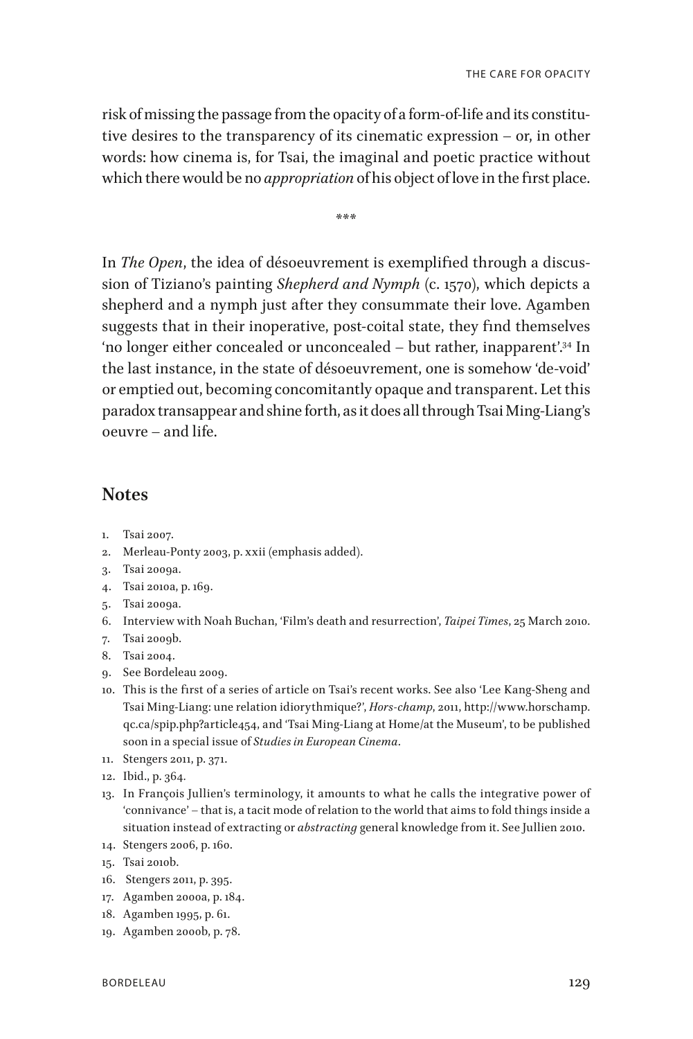risk of missing the passage from the opacity of a form-of-life and its constitutive desires to the transparency of its cinematic expression – or, in other words: how cinema is, for Tsai, the imaginal and poetic practice without which there would be no *appropriation* of his object of love in the first place.

\*\*\*

In *The Open*, the idea of désoeuvrement is exemplified through a discussion of Tiziano's painting *Shepherd and Nymph* (c. 1570), which depicts a shepherd and a nymph just after they consummate their love. Agamben suggests that in their inoperative, post-coital state, they find themselves 'no longer either concealed or unconcealed – but rather, inapparent'.[34] In the last instance, in the state of désoeuvrement, one is somehow 'de-void' or emptied out, becoming concomitantly opaque and transparent. Let this paradox transappear and shine forth, as it does all through Tsai Ming-Liang's oeuvre – and life.

## Notes

1. Tsai 2007.
2. Merleau-Ponty 2003, p. xxii (emphasis added).
3. Tsai 2009a.
4. Tsai 2010a, p. 169.
5. Tsai 2009a.
6. Interview with Noah Buchan, 'Film's death and resurrection', *Taipei Times*, 25 March 2010.
7. Tsai 2009b.
8. Tsai 2004.
9. See Bordeleau 2009.
10. This is the first of a series of article on Tsai's recent works. See also 'Lee Kang-Sheng and Tsai Ming-Liang: une relation idiorythmique?', *Hors-champ*, 2011, http://www.horschamp.qc.ca/spip.php?article454, and 'Tsai Ming-Liang at Home/at the Museum', to be published soon in a special issue of *Studies in European Cinema*.
11. Stengers 2011, p. 371.
12. Ibid., p. 364.
13. In François Jullien's terminology, it amounts to what he calls the integrative power of 'connivance' – that is, a tacit mode of relation to the world that aims to fold things inside a situation instead of extracting or *abstracting* general knowledge from it. See Jullien 2010.
14. Stengers 2006, p. 160.
15. Tsai 2010b.
16. Stengers 2011, p. 395.
17. Agamben 2000a, p. 184.
18. Agamben 1995, p. 61.
19. Agamben 2000b, p. 78.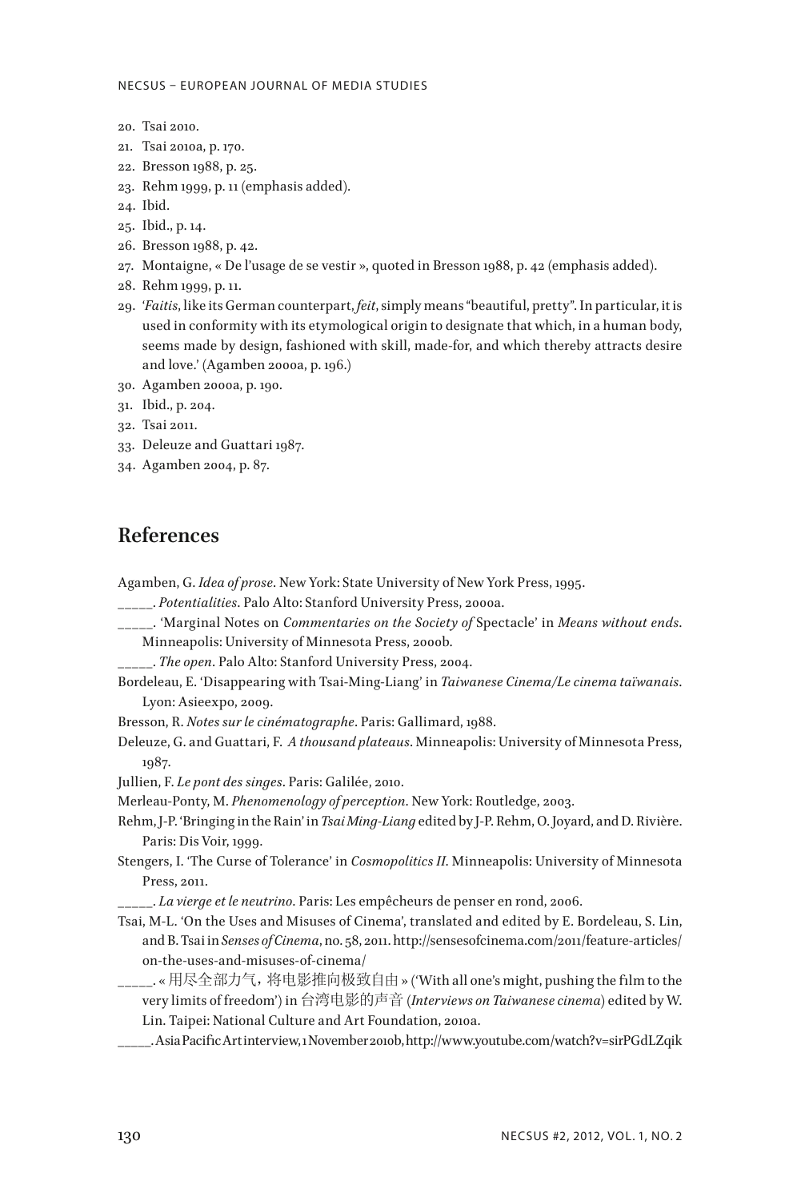20. Tsai 2010.
21. Tsai 2010a, p. 170.
22. Bresson 1988, p. 25.
23. Rehm 1999, p. 11 (emphasis added).
24. Ibid.
25. Ibid., p. 14.
26. Bresson 1988, p. 42.
27. Montaigne, « De l'usage de se vestir », quoted in Bresson 1988, p. 42 (emphasis added).
28. Rehm 1999, p. 11.
29. '*Faitis*, like its German counterpart, *feit*, simply means "beautiful, pretty". In particular, it is used in conformity with its etymological origin to designate that which, in a human body, seems made by design, fashioned with skill, made-for, and which thereby attracts desire and love.' (Agamben 2000a, p. 196.)
30. Agamben 2000a, p. 190.
31. Ibid., p. 204.
32. Tsai 2011.
33. Deleuze and Guattari 1987.
34. Agamben 2004, p. 87.

## References

Agamben, G. *Idea of prose*. New York: State University of New York Press, 1995.

_____. *Potentialities*. Palo Alto: Stanford University Press, 2000a.

_____. 'Marginal Notes on *Commentaries on the Society of* Spectacle' in *Means without ends*. Minneapolis: University of Minnesota Press, 2000b.

_____. *The open*. Palo Alto: Stanford University Press, 2004.

Bordeleau, E. 'Disappearing with Tsai-Ming-Liang' in *Taiwanese Cinema/Le cinema taïwanais*. Lyon: Asieexpo, 2009.

Bresson, R. *Notes sur le cinématographe*. Paris: Gallimard, 1988.

Deleuze, G. and Guattari, F. *A thousand plateaus*. Minneapolis: University of Minnesota Press, 1987.

Jullien, F. *Le pont des singes*. Paris: Galilée, 2010.

Merleau-Ponty, M. *Phenomenology of perception*. New York: Routledge, 2003.

Rehm, J-P. 'Bringing in the Rain' in *Tsai Ming-Liang* edited by J-P. Rehm, O. Joyard, and D. Rivière. Paris: Dis Voir, 1999.

Stengers, I. 'The Curse of Tolerance' in *Cosmopolitics II*. Minneapolis: University of Minnesota Press, 2011.

_____. *La vierge et le neutrino*. Paris: Les empêcheurs de penser en rond, 2006.

Tsai, M-L. 'On the Uses and Misuses of Cinema', translated and edited by E. Bordeleau, S. Lin, and B. Tsai in *Senses of Cinema*, no. 58, 2011. http://sensesofcinema.com/2011/feature-articles/on-the-uses-and-misuses-of-cinema/

_____. « 用尽全部力气，将电影推向极致自由 » ('With all one's might, pushing the film to the very limits of freedom') in 台湾电影的声音 (*Interviews on Taiwanese cinema*) edited by W. Lin. Taipei: National Culture and Art Foundation, 2010a.

_____. Asia Pacific Art interview, 1 November 2010b, http://www.youtube.com/watch?v=sirPGdLZqik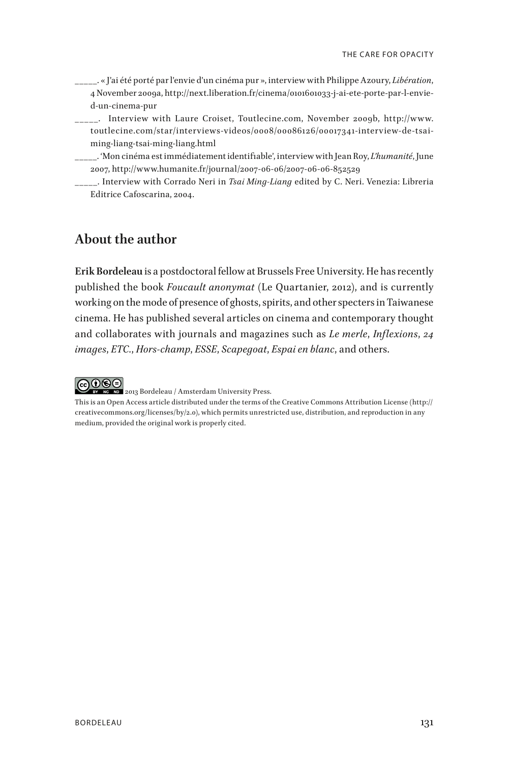_____. « J'ai été porté par l'envie d'un cinéma pur », interview with Philippe Azoury, *Libération*, 4 November 2009a, http://next.liberation.fr/cinema/0101601033-j-ai-ete-porte-par-l-envie-d-un-cinema-pur

_____. Interview with Laure Croiset, Toutlecine.com, November 2009b, http://www.toutlecine.com/star/interviews-videos/0008/00086126/00017341-interview-de-tsai-ming-liang-tsai-ming-liang.html

_____. 'Mon cinéma est immédiatement identifiable', interview with Jean Roy, *L'humanité*, June 2007, http://www.humanite.fr/journal/2007-06-06/2007-06-06-852529

_____. Interview with Corrado Neri in *Tsai Ming-Liang* edited by C. Neri. Venezia: Libreria Editrice Cafoscarina, 2004.

## About the author

**Erik Bordeleau** is a postdoctoral fellow at Brussels Free University. He has recently published the book *Foucault anonymat* (Le Quartanier, 2012), and is currently working on the mode of presence of ghosts, spirits, and other specters in Taiwanese cinema. He has published several articles on cinema and contemporary thought and collaborates with journals and magazines such as *Le merle*, *Inflexions*, *24 images*, *ETC.*, *Hors-champ*, *ESSE*, *Scapegoat*, *Espai en blanc*, and others.

2013 Bordeleau / Amsterdam University Press.

This is an Open Access article distributed under the terms of the Creative Commons Attribution License (http://creativecommons.org/licenses/by/2.0), which permits unrestricted use, distribution, and reproduction in any medium, provided the original work is properly cited.